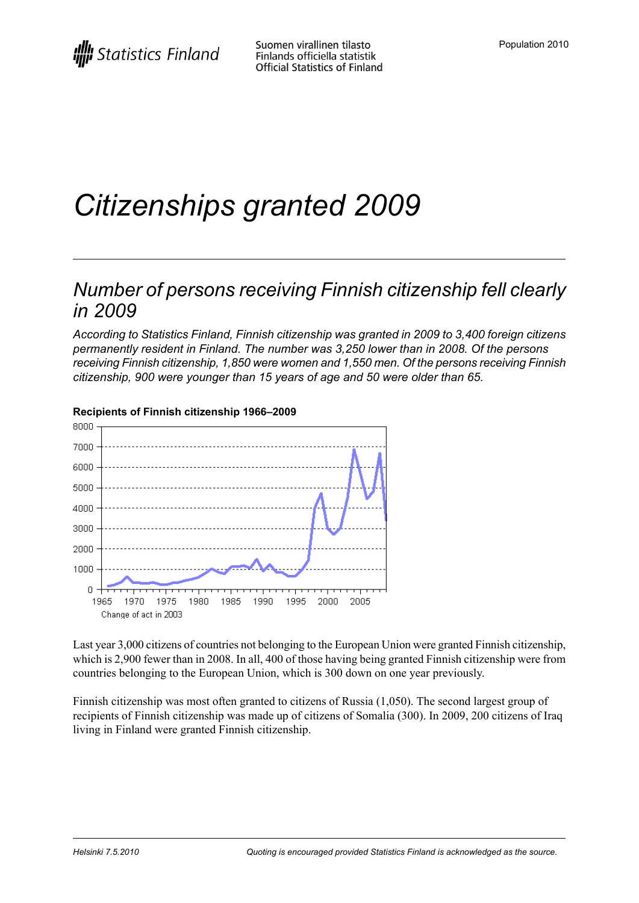Statistics Finland

Suomen virallinen tilasto
Finlands officiella statistik
Official Statistics of Finland

Population 2010

# *Citizenships granted 2009*

## *Number of persons receiving Finnish citizenship fell clearly in 2009*

*According to Statistics Finland, Finnish citizenship was granted in 2009 to 3,400 foreign citizens permanently resident in Finland. The number was 3,250 lower than in 2008. Of the persons receiving Finnish citizenship, 1,850 were women and 1,550 men. Of the persons receiving Finnish citizenship, 900 were younger than 15 years of age and 50 were older than 65.*

**Recipients of Finnish citizenship 1966–2009**

Change of act in 2003

Last year 3,000 citizens of countries not belonging to the European Union were granted Finnish citizenship, which is 2,900 fewer than in 2008. In all, 400 of those having being granted Finnish citizenship were from countries belonging to the European Union, which is 300 down on one year previously.

Finnish citizenship was most often granted to citizens of Russia (1,050). The second largest group of recipients of Finnish citizenship was made up of citizens of Somalia (300). In 2009, 200 citizens of Iraq living in Finland were granted Finnish citizenship.

Helsinki 7.5.2010

Quoting is encouraged provided Statistics Finland is acknowledged as the source.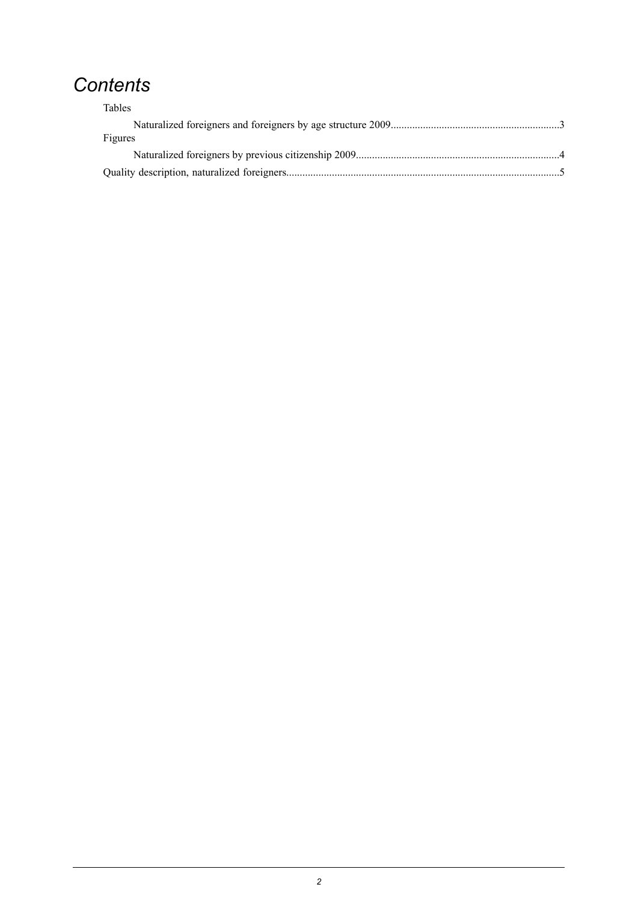# *Contents*

Tables

- Naturalized foreigners and foreigners by age structure 2009..............................................................3

Figures

- Naturalized foreigners by previous citizenship 2009...........................................................................4

Quality description, naturalized foreigners.....................................................................................................5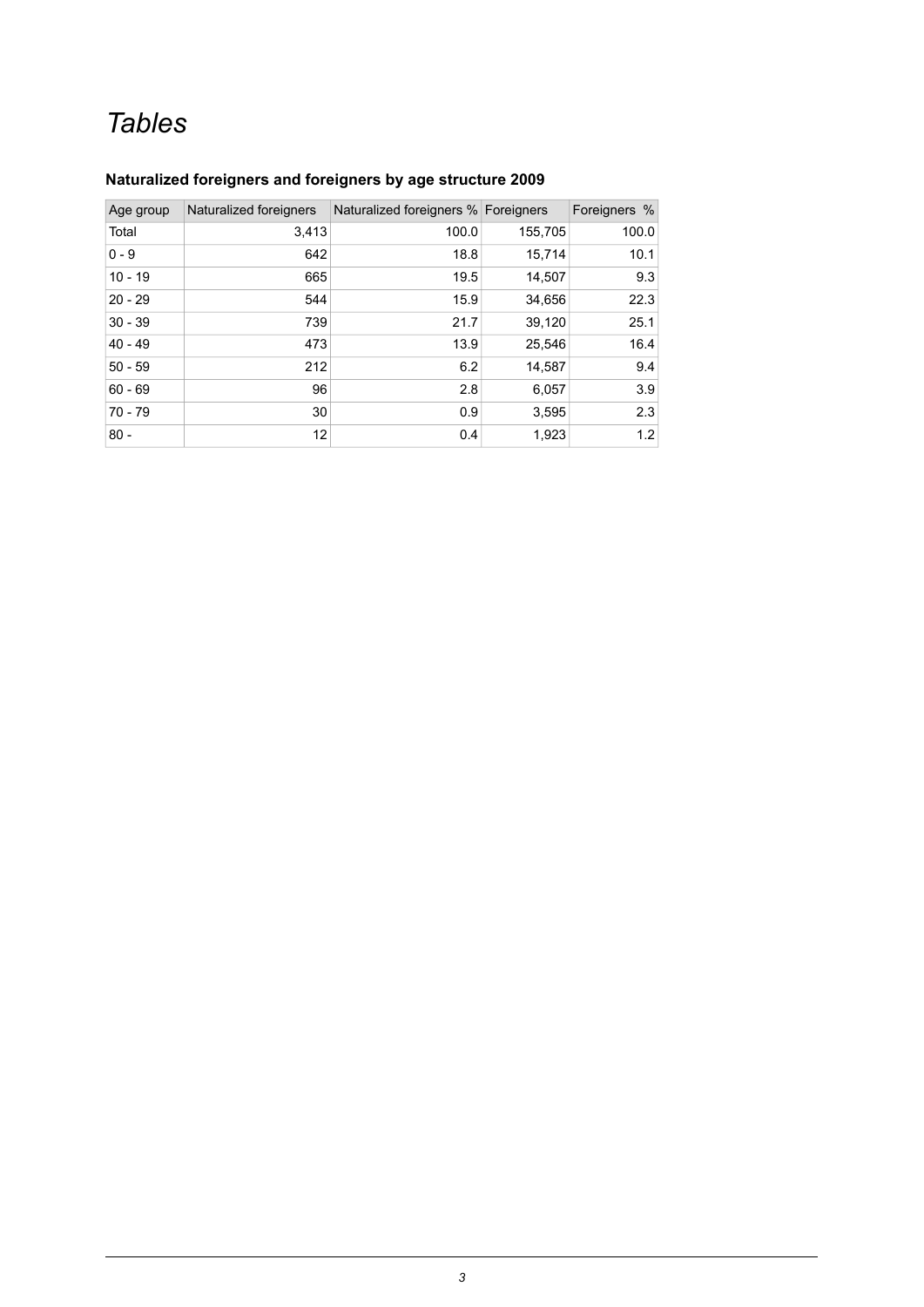# *Tables*

**Naturalized foreigners and foreigners by age structure 2009**

| Age group | Naturalized foreigners | Naturalized foreigners % | Foreigners | Foreigners % |
|---|---|---|---|---|
| Total | 3,413 | 100.0 | 155,705 | 100.0 |
| 0 - 9 | 642 | 18.8 | 15,714 | 10.1 |
| 10 - 19 | 665 | 19.5 | 14,507 | 9.3 |
| 20 - 29 | 544 | 15.9 | 34,656 | 22.3 |
| 30 - 39 | 739 | 21.7 | 39,120 | 25.1 |
| 40 - 49 | 473 | 13.9 | 25,546 | 16.4 |
| 50 - 59 | 212 | 6.2 | 14,587 | 9.4 |
| 60 - 69 | 96 | 2.8 | 6,057 | 3.9 |
| 70 - 79 | 30 | 0.9 | 3,595 | 2.3 |
| 80 - | 12 | 0.4 | 1,923 | 1.2 |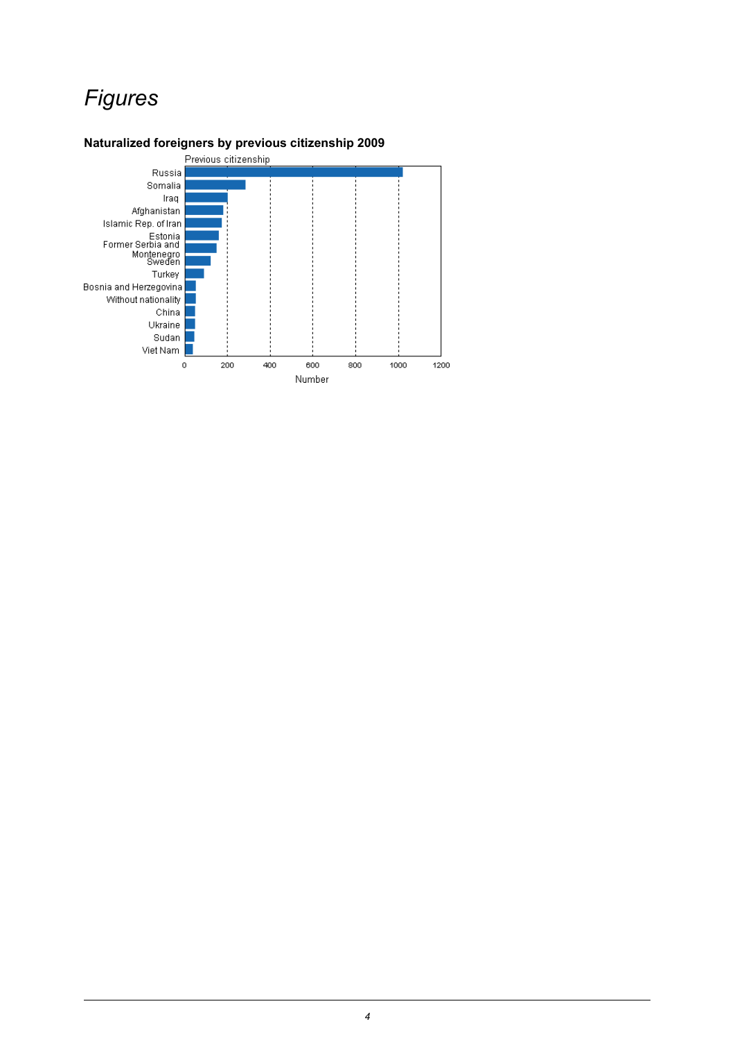# *Figures*

**Naturalized foreigners by previous citizenship 2009**

Previous citizenship

Russia
Somalia
Iraq
Afghanistan
Islamic Rep. of Iran
Estonia
Former Serbia and Montenegro
Sweden
Turkey
Bosnia and Herzegovina
Without nationality
China
Ukraine
Sudan
Viet Nam

0 200 400 600 800 1000 1200

Number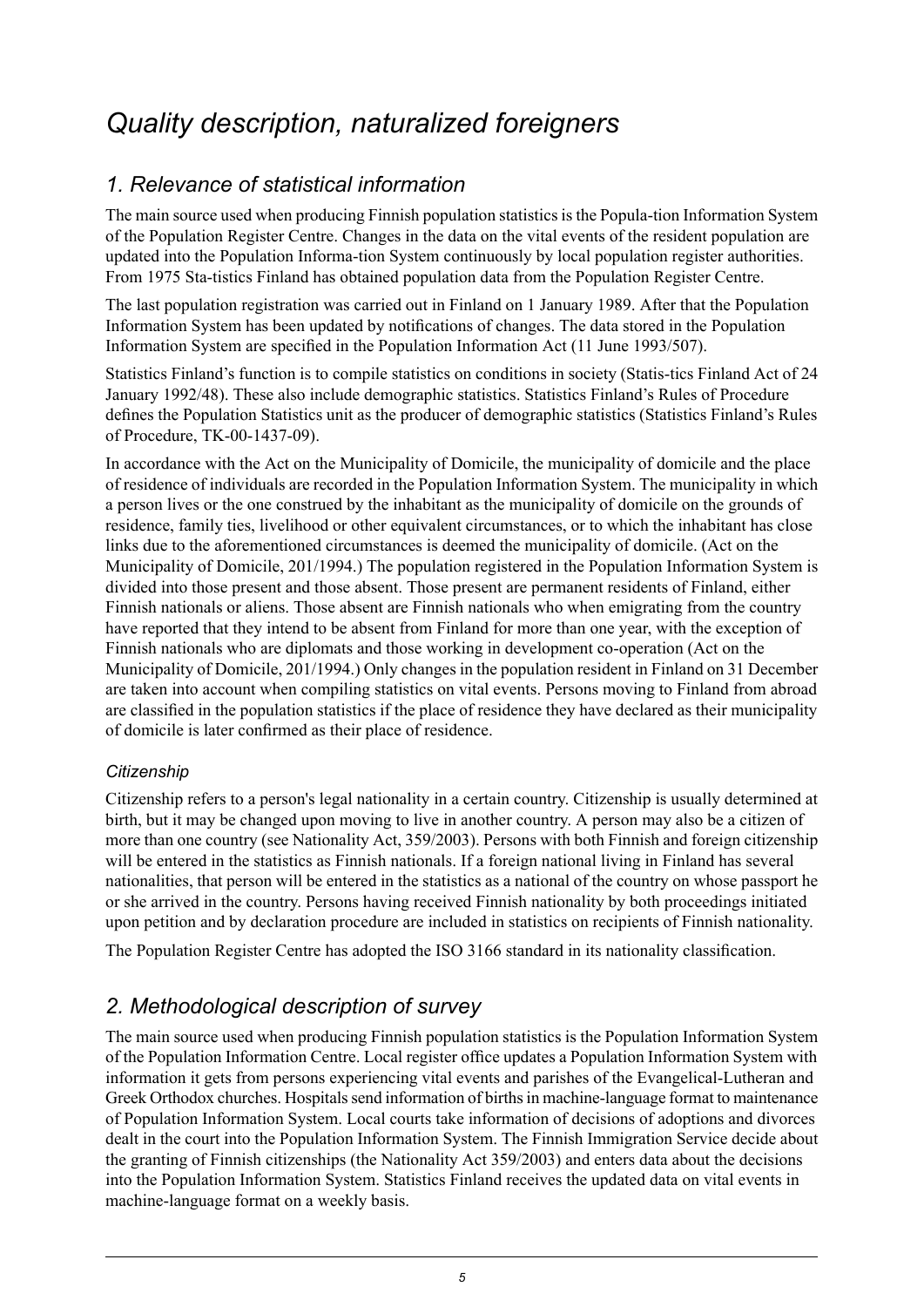# *Quality description, naturalized foreigners*

## *1. Relevance of statistical information*

The main source used when producing Finnish population statistics is the Popula-tion Information System of the Population Register Centre. Changes in the data on the vital events of the resident population are updated into the Population Informa-tion System continuously by local population register authorities. From 1975 Sta-tistics Finland has obtained population data from the Population Register Centre.

The last population registration was carried out in Finland on 1 January 1989. After that the Population Information System has been updated by notifications of changes. The data stored in the Population Information System are specified in the Population Information Act (11 June 1993/507).

Statistics Finland's function is to compile statistics on conditions in society (Statis-tics Finland Act of 24 January 1992/48). These also include demographic statistics. Statistics Finland's Rules of Procedure defines the Population Statistics unit as the producer of demographic statistics (Statistics Finland's Rules of Procedure, TK-00-1437-09).

In accordance with the Act on the Municipality of Domicile, the municipality of domicile and the place of residence of individuals are recorded in the Population Information System. The municipality in which a person lives or the one construed by the inhabitant as the municipality of domicile on the grounds of residence, family ties, livelihood or other equivalent circumstances, or to which the inhabitant has close links due to the aforementioned circumstances is deemed the municipality of domicile. (Act on the Municipality of Domicile, 201/1994.) The population registered in the Population Information System is divided into those present and those absent. Those present are permanent residents of Finland, either Finnish nationals or aliens. Those absent are Finnish nationals who when emigrating from the country have reported that they intend to be absent from Finland for more than one year, with the exception of Finnish nationals who are diplomats and those working in development co-operation (Act on the Municipality of Domicile, 201/1994.) Only changes in the population resident in Finland on 31 December are taken into account when compiling statistics on vital events. Persons moving to Finland from abroad are classified in the population statistics if the place of residence they have declared as their municipality of domicile is later confirmed as their place of residence.

### *Citizenship*

Citizenship refers to a person's legal nationality in a certain country. Citizenship is usually determined at birth, but it may be changed upon moving to live in another country. A person may also be a citizen of more than one country (see Nationality Act, 359/2003). Persons with both Finnish and foreign citizenship will be entered in the statistics as Finnish nationals. If a foreign national living in Finland has several nationalities, that person will be entered in the statistics as a national of the country on whose passport he or she arrived in the country. Persons having received Finnish nationality by both proceedings initiated upon petition and by declaration procedure are included in statistics on recipients of Finnish nationality.

The Population Register Centre has adopted the ISO 3166 standard in its nationality classification.

## *2. Methodological description of survey*

The main source used when producing Finnish population statistics is the Population Information System of the Population Information Centre. Local register office updates a Population Information System with information it gets from persons experiencing vital events and parishes of the Evangelical-Lutheran and Greek Orthodox churches. Hospitals send information of births in machine-language format to maintenance of Population Information System. Local courts take information of decisions of adoptions and divorces dealt in the court into the Population Information System. The Finnish Immigration Service decide about the granting of Finnish citizenships (the Nationality Act 359/2003) and enters data about the decisions into the Population Information System. Statistics Finland receives the updated data on vital events in machine-language format on a weekly basis.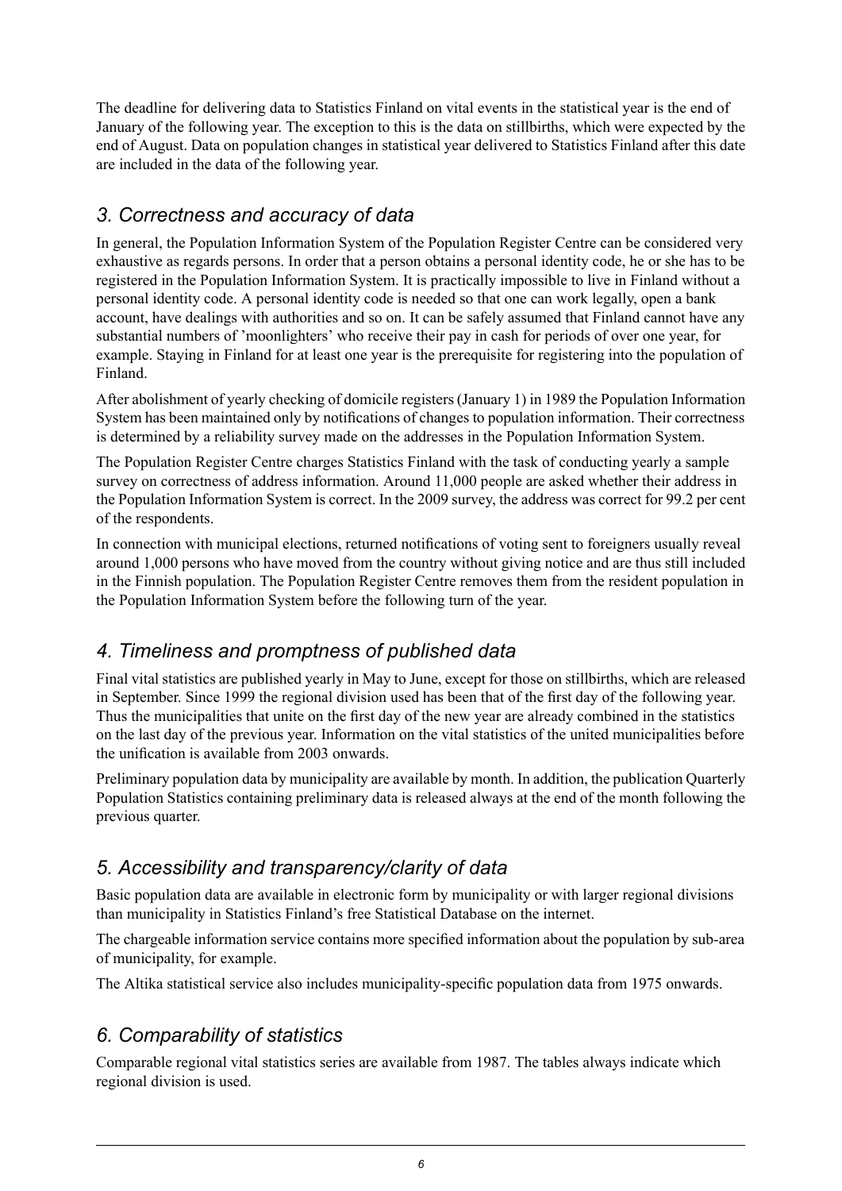The deadline for delivering data to Statistics Finland on vital events in the statistical year is the end of January of the following year. The exception to this is the data on stillbirths, which were expected by the end of August. Data on population changes in statistical year delivered to Statistics Finland after this date are included in the data of the following year.

## *3. Correctness and accuracy of data*

In general, the Population Information System of the Population Register Centre can be considered very exhaustive as regards persons. In order that a person obtains a personal identity code, he or she has to be registered in the Population Information System. It is practically impossible to live in Finland without a personal identity code. A personal identity code is needed so that one can work legally, open a bank account, have dealings with authorities and so on. It can be safely assumed that Finland cannot have any substantial numbers of 'moonlighters' who receive their pay in cash for periods of over one year, for example. Staying in Finland for at least one year is the prerequisite for registering into the population of Finland.

After abolishment of yearly checking of domicile registers (January 1) in 1989 the Population Information System has been maintained only by notifications of changes to population information. Their correctness is determined by a reliability survey made on the addresses in the Population Information System.

The Population Register Centre charges Statistics Finland with the task of conducting yearly a sample survey on correctness of address information. Around 11,000 people are asked whether their address in the Population Information System is correct. In the 2009 survey, the address was correct for 99.2 per cent of the respondents.

In connection with municipal elections, returned notifications of voting sent to foreigners usually reveal around 1,000 persons who have moved from the country without giving notice and are thus still included in the Finnish population. The Population Register Centre removes them from the resident population in the Population Information System before the following turn of the year.

## *4. Timeliness and promptness of published data*

Final vital statistics are published yearly in May to June, except for those on stillbirths, which are released in September. Since 1999 the regional division used has been that of the first day of the following year. Thus the municipalities that unite on the first day of the new year are already combined in the statistics on the last day of the previous year. Information on the vital statistics of the united municipalities before the unification is available from 2003 onwards.

Preliminary population data by municipality are available by month. In addition, the publication Quarterly Population Statistics containing preliminary data is released always at the end of the month following the previous quarter.

## *5. Accessibility and transparency/clarity of data*

Basic population data are available in electronic form by municipality or with larger regional divisions than municipality in Statistics Finland's free Statistical Database on the internet.

The chargeable information service contains more specified information about the population by sub-area of municipality, for example.

The Altika statistical service also includes municipality-specific population data from 1975 onwards.

## *6. Comparability of statistics*

Comparable regional vital statistics series are available from 1987. The tables always indicate which regional division is used.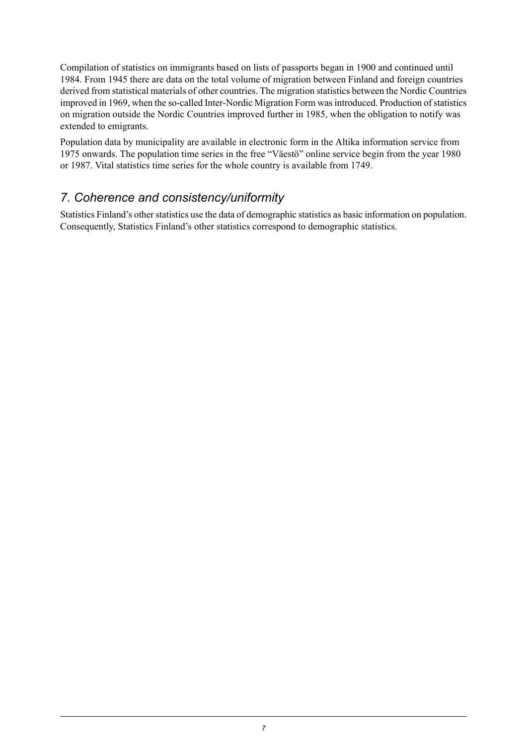Compilation of statistics on immigrants based on lists of passports began in 1900 and continued until 1984. From 1945 there are data on the total volume of migration between Finland and foreign countries derived from statistical materials of other countries. The migration statistics between the Nordic Countries improved in 1969, when the so-called Inter-Nordic Migration Form was introduced. Production of statistics on migration outside the Nordic Countries improved further in 1985, when the obligation to notify was extended to emigrants.

Population data by municipality are available in electronic form in the Altika information service from 1975 onwards. The population time series in the free "Väestö" online service begin from the year 1980 or 1987. Vital statistics time series for the whole country is available from 1749.

## *7. Coherence and consistency/uniformity*

Statistics Finland's other statistics use the data of demographic statistics as basic information on population. Consequently, Statistics Finland's other statistics correspond to demographic statistics.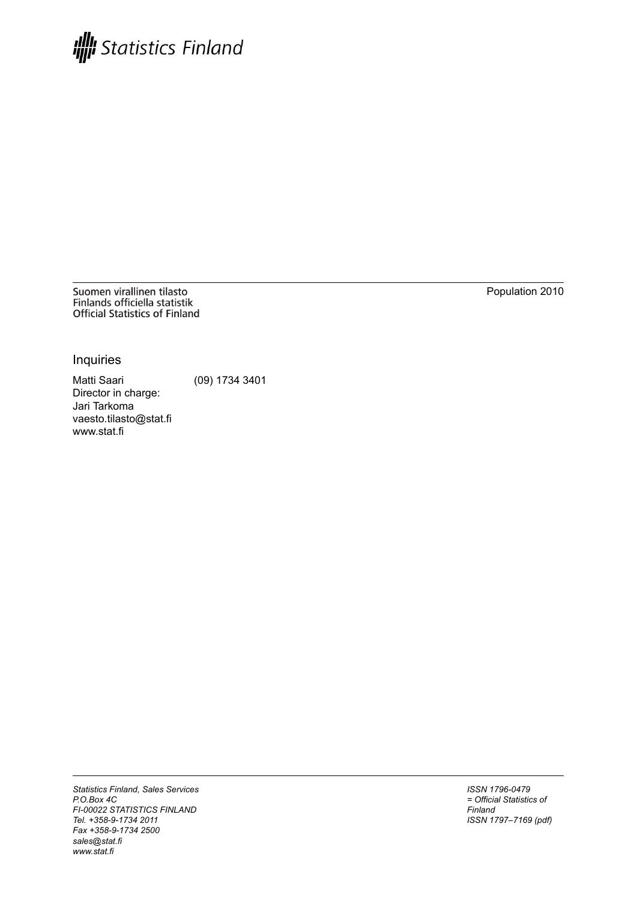Statistics Finland

Suomen virallinen tilasto
Finlands officiella statistik
Official Statistics of Finland

Population 2010

## Inquiries

Matti Saari (09) 1734 3401
Director in charge:
Jari Tarkoma
vaesto.tilasto@stat.fi
www.stat.fi

*Statistics Finland, Sales Services*
*P.O.Box 4C*
*FI-00022 STATISTICS FINLAND*
*Tel. +358-9-1734 2011*
*Fax +358-9-1734 2500*
*sales@stat.fi*
*www.stat.fi*

*ISSN 1796-0479*
*= Official Statistics of Finland*
*ISSN 1797–7169 (pdf)*